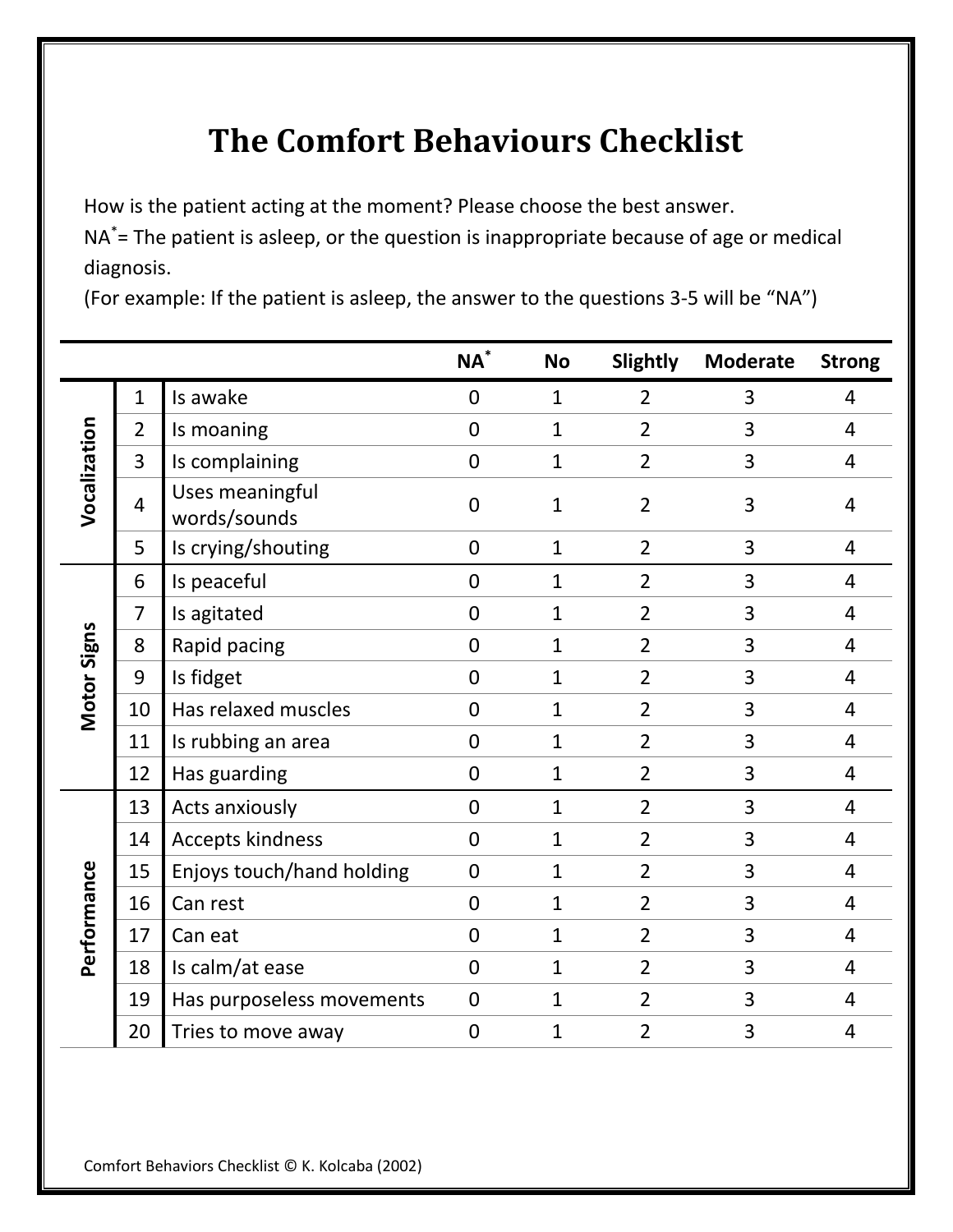# The Comfort Behaviours Checklist

How is the patient acting at the moment? Please choose the best answer.
NA* = The patient is asleep, or the question is inappropriate because of age or medical diagnosis.
(For example: If the patient is asleep, the answer to the questions 3-5 will be "NA")

| | | | NA* | No | Slightly | Moderate | Strong |
|---|---|---|---|---|---|---|---|
| Vocalization | 1 | Is awake | 0 | 1 | 2 | 3 | 4 |
| | 2 | Is moaning | 0 | 1 | 2 | 3 | 4 |
| | 3 | Is complaining | 0 | 1 | 2 | 3 | 4 |
| | 4 | Uses meaningful words/sounds | 0 | 1 | 2 | 3 | 4 |
| | 5 | Is crying/shouting | 0 | 1 | 2 | 3 | 4 |
| Motor Signs | 6 | Is peaceful | 0 | 1 | 2 | 3 | 4 |
| | 7 | Is agitated | 0 | 1 | 2 | 3 | 4 |
| | 8 | Rapid pacing | 0 | 1 | 2 | 3 | 4 |
| | 9 | Is fidget | 0 | 1 | 2 | 3 | 4 |
| | 10 | Has relaxed muscles | 0 | 1 | 2 | 3 | 4 |
| | 11 | Is rubbing an area | 0 | 1 | 2 | 3 | 4 |
| | 12 | Has guarding | 0 | 1 | 2 | 3 | 4 |
| Performance | 13 | Acts anxiously | 0 | 1 | 2 | 3 | 4 |
| | 14 | Accepts kindness | 0 | 1 | 2 | 3 | 4 |
| | 15 | Enjoys touch/hand holding | 0 | 1 | 2 | 3 | 4 |
| | 16 | Can rest | 0 | 1 | 2 | 3 | 4 |
| | 17 | Can eat | 0 | 1 | 2 | 3 | 4 |
| | 18 | Is calm/at ease | 0 | 1 | 2 | 3 | 4 |
| | 19 | Has purposeless movements | 0 | 1 | 2 | 3 | 4 |
| | 20 | Tries to move away | 0 | 1 | 2 | 3 | 4 |

Comfort Behaviors Checklist © K. Kolcaba (2002)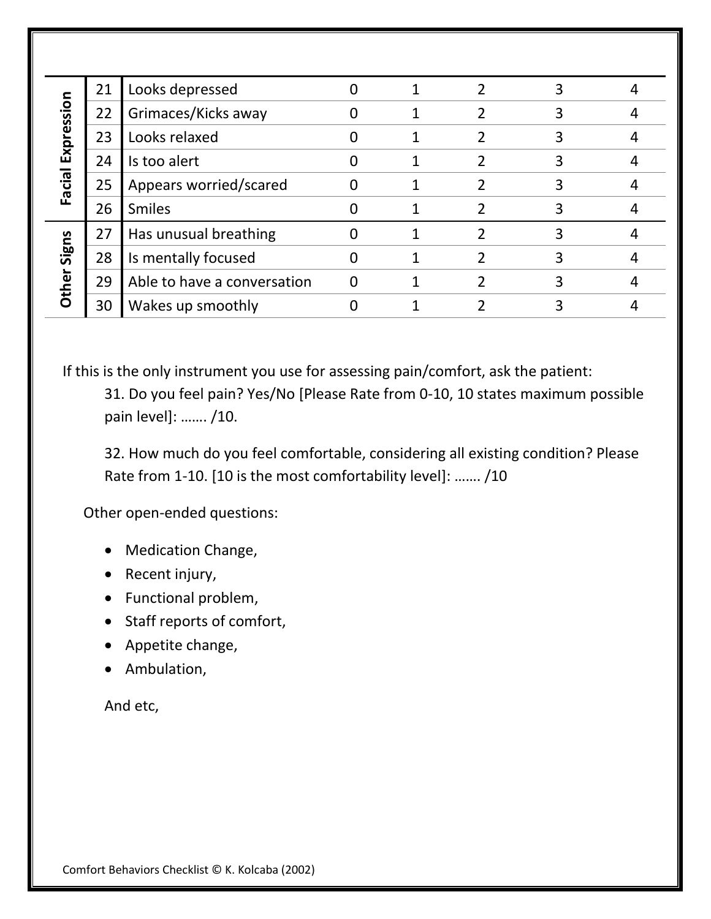| | # | Item | | | | | |
|---|---|---|---|---|---|---|---|
| **Facial Expression** | 21 | Looks depressed | 0 | 1 | 2 | 3 | 4 |
| | 22 | Grimaces/Kicks away | 0 | 1 | 2 | 3 | 4 |
| | 23 | Looks relaxed | 0 | 1 | 2 | 3 | 4 |
| | 24 | Is too alert | 0 | 1 | 2 | 3 | 4 |
| | 25 | Appears worried/scared | 0 | 1 | 2 | 3 | 4 |
| | 26 | Smiles | 0 | 1 | 2 | 3 | 4 |
| **Other Signs** | 27 | Has unusual breathing | 0 | 1 | 2 | 3 | 4 |
| | 28 | Is mentally focused | 0 | 1 | 2 | 3 | 4 |
| | 29 | Able to have a conversation | 0 | 1 | 2 | 3 | 4 |
| | 30 | Wakes up smoothly | 0 | 1 | 2 | 3 | 4 |

If this is the only instrument you use for assessing pain/comfort, ask the patient:

31. Do you feel pain? Yes/No [Please Rate from 0-10, 10 states maximum possible pain level]: ……. /10.

32. How much do you feel comfortable, considering all existing condition? Please Rate from 1-10. [10 is the most comfortability level]: ……. /10

Other open-ended questions:

- Medication Change,
- Recent injury,
- Functional problem,
- Staff reports of comfort,
- Appetite change,
- Ambulation,

And etc,

Comfort Behaviors Checklist © K. Kolcaba (2002)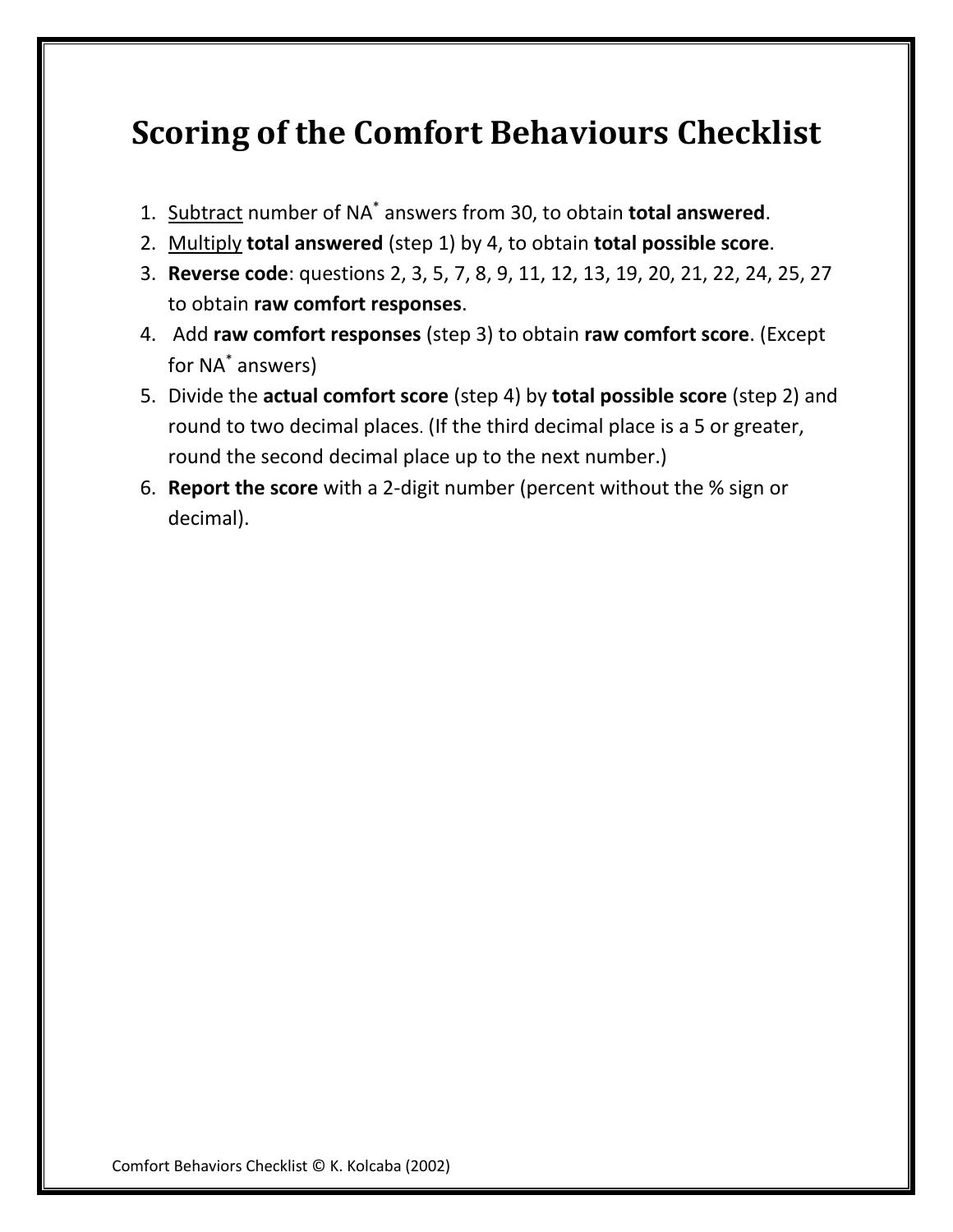# Scoring of the Comfort Behaviours Checklist

1. Subtract number of NA* answers from 30, to obtain **total answered**.
2. Multiply **total answered** (step 1) by 4, to obtain **total possible score**.
3. **Reverse code**: questions 2, 3, 5, 7, 8, 9, 11, 12, 13, 19, 20, 21, 22, 24, 25, 27 to obtain **raw comfort responses**.
4. Add **raw comfort responses** (step 3) to obtain **raw comfort score**. (Except for NA* answers)
5. Divide the **actual comfort score** (step 4) by **total possible score** (step 2) and round to two decimal places. (If the third decimal place is a 5 or greater, round the second decimal place up to the next number.)
6. **Report the score** with a 2-digit number (percent without the % sign or decimal).

Comfort Behaviors Checklist © K. Kolcaba (2002)